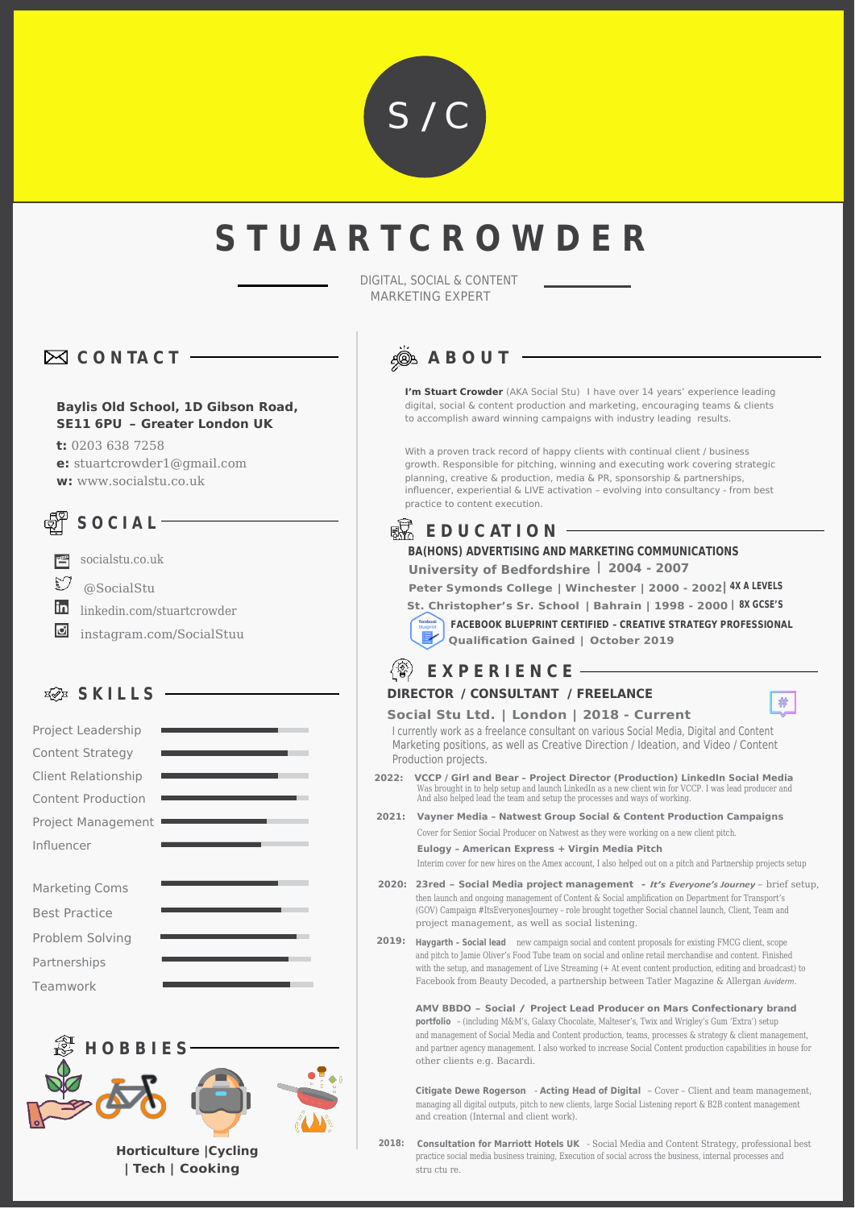S / C

# STUART CROWDER

DIGITAL, SOCIAL & CONTENT MARKETING EXPERT

## CONTACT

**Baylis Old School, 1D Gibson Road, SE11 6PU – Greater London UK**

**t:** 0203 638 7258
**e:** stuartcrowder1@gmail.com
**w:** www.socialstu.co.uk

## SOCIAL

- socialstu.co.uk
- @SocialStu
- linkedin.com/stuartcrowder
- instagram.com/SocialStuu

## SKILLS

- Project Leadership
- Content Strategy
- Client Relationship
- Content Production
- Project Management
- Influencer
- Marketing Coms
- Best Practice
- Problem Solving
- Partnerships
- Teamwork

## HOBBIES

Horticulture | Cycling | Tech | Cooking

## ABOUT

**I'm Stuart Crowder** (AKA Social Stu) I have over 14 years' experience leading digital, social & content production and marketing, encouraging teams & clients to accomplish award winning campaigns with industry leading results.

With a proven track record of happy clients with continual client / business growth. Responsible for pitching, winning and executing work covering strategic planning, creative & production, media & PR, sponsorship & partnerships, influencer, experiential & LIVE activation – evolving into consultancy - from best practice to content execution.

## EDUCATION

**BA(HONS) ADVERTISING AND MARKETING COMMUNICATIONS**
**University of Bedfordshire** | **2004 - 2007**

**Peter Symonds College | Winchester | 2000 - 2002** | **4X A LEVELS**

**St. Christopher's Sr. School | Bahrain | 1998 - 2000** | **8X GCSE'S**

**FACEBOOK BLUEPRINT CERTIFIED - CREATIVE STRATEGY PROFESSIONAL**
**Qualification Gained | October 2019**

## EXPERIENCE

**DIRECTOR / CONSULTANT / FREELANCE**

**Social Stu Ltd. | London | 2018 - Current**

I currently work as a freelance consultant on various Social Media, Digital and Content Marketing positions, as well as Creative Direction / Ideation, and Video / Content Production projects.

**2022:** **VCCP / Girl and Bear – Project Director (Production) LinkedIn Social Media**
Was brought in to help setup and launch LinkedIn as a new client win for VCCP. I was lead producer and And also helped lead the team and setup the processes and ways of working.

**2021:** **Vayner Media – Natwest Group Social & Content Production Campaigns**
Cover for Senior Social Producer on Natwest as they were working on a new client pitch.

**Eulogy – American Express + Virgin Media Pitch**
Interim cover for new hires on the Amex account, I also helped out on a pitch and Partnership projects setup

**2020:** **23red – Social Media project management** – ***It's Everyone's Journey*** – brief setup, then launch and ongoing management of Content & Social amplification on Department for Transport's (GOV) Campaign #ItsEveryonesJourney - role brought together Social channel launch, Client, Team and project management, as well as social listening.

**2019:** **Haygarth - Social lead** new campaign social and content proposals for existing FMCG client, scope and pitch to Jamie Oliver's Food Tube team on social and online retail merchandise and content. Finished with the setup, and management of Live Streaming (+ At event content production, editing and broadcast) to Facebook from Beauty Decoded, a partnership between Tatler Magazine & Allergan *Juviderm*.

**AMV BBDO – Social / Project Lead Producer on Mars Confectionary brand portfolio** - (including M&M's, Galaxy Chocolate, Malteser's, Twix and Wrigley's Gum 'Extra') setup and management of Social Media and Content production, teams, processes & strategy & client management, and partner agency management. I also worked to increase Social Content production capabilities in house for other clients e.g. Bacardi.

**Citigate Dewe Rogerson** - **Acting Head of Digital** – Cover – Client and team management, managing all digital outputs, pitch to new clients, large Social Listening report & B2B content management and creation (Internal and client work).

**2018:** **Consultation for Marriott Hotels UK** - Social Media and Content Strategy, professional best practice social media business training, Execution of social across the business, internal processes and stru ctu re.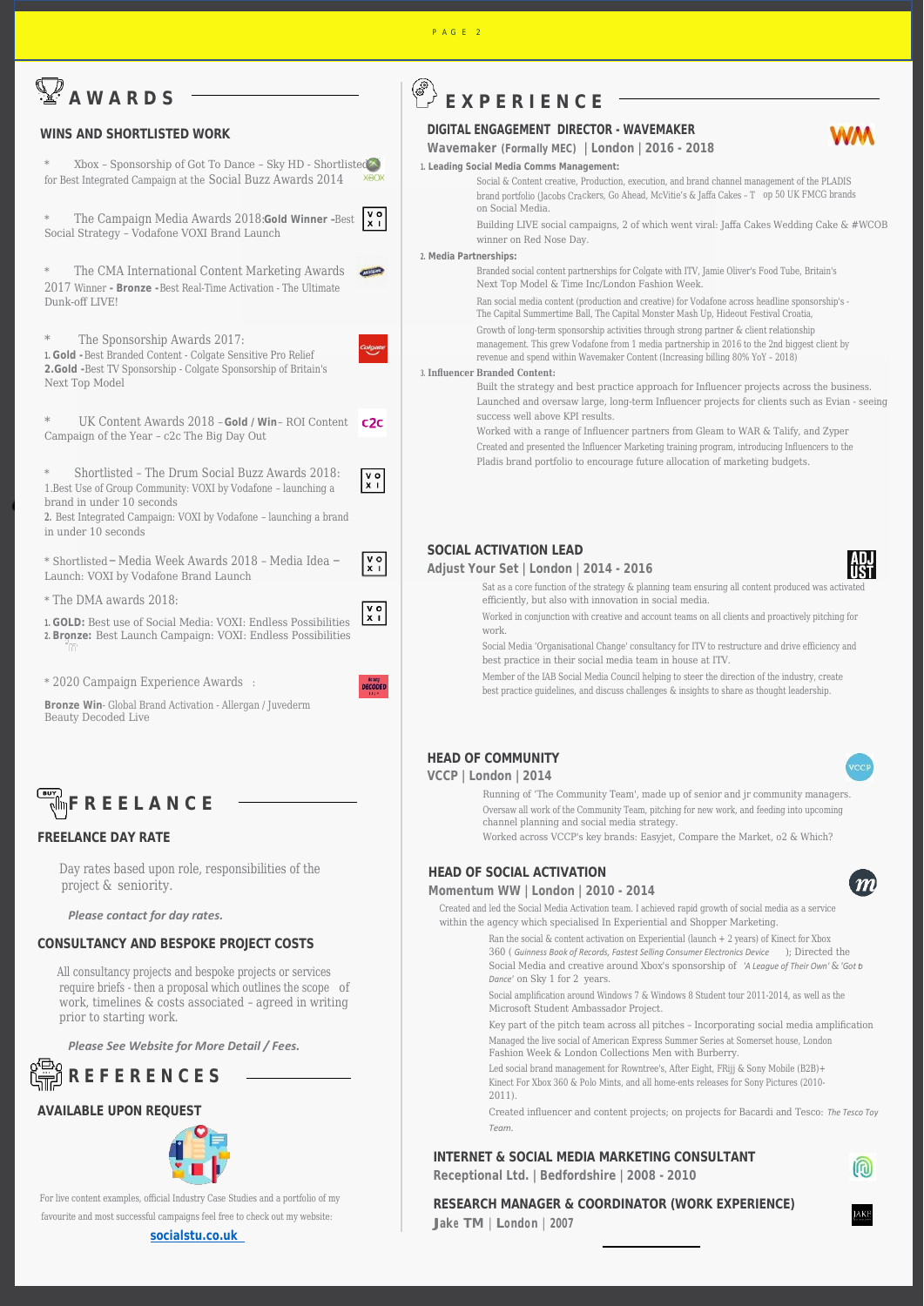# AWARDS

## WINS AND SHORTLISTED WORK

* Xbox – Sponsorship of Got To Dance – Sky HD - Shortlisted for Best Integrated Campaign at the Social Buzz Awards 2014

* The Campaign Media Awards 2018: **Gold Winner** - Best Social Strategy – Vodafone VOXI Brand Launch

* The CMA International Content Marketing Awards 2017 Winner - **Bronze** - Best Real-Time Activation - The Ultimate Dunk-off LIVE!

* The Sponsorship Awards 2017:
1. **Gold** - Best Branded Content - Colgate Sensitive Pro Relief
2. **Gold** - Best TV Sponsorship - Colgate Sponsorship of Britain's Next Top Model

* UK Content Awards 2018 – **Gold / Win** – ROI Content Campaign of the Year – c2c The Big Day Out

* Shortlisted – The Drum Social Buzz Awards 2018:
1. Best Use of Group Community: VOXI by Vodafone – launching a brand in under 10 seconds
2. Best Integrated Campaign: VOXI by Vodafone – launching a brand in under 10 seconds

* Shortlisted – Media Week Awards 2018 – Media Idea – Launch: VOXI by Vodafone Brand Launch

* The DMA awards 2018:
1. **GOLD:** Best use of Social Media: VOXI: Endless Possibilities
2. **Bronze:** Best Launch Campaign: VOXI: Endless Possibilities

* 2020 Campaign Experience Awards :

**Bronze Win**- Global Brand Activation - Allergan / Juvederm Beauty Decoded Live

# FREELANCE

## FREELANCE DAY RATE

Day rates based upon role, responsibilities of the project & seniority.

*Please contact for day rates.*

## CONSULTANCY AND BESPOKE PROJECT COSTS

All consultancy projects and bespoke projects or services require briefs - then a proposal which outlines the scope of work, timelines & costs associated – agreed in writing prior to starting work.

*Please See Website for More Detail / Fees.*

# REFERENCES

## AVAILABLE UPON REQUEST

For live content examples, official Industry Case Studies and a portfolio of my favourite and most successful campaigns feel free to check out my website:

**socialstu.co.uk**

# EXPERIENCE

## DIGITAL ENGAGEMENT DIRECTOR - WAVEMAKER

**Wavemaker (Formally MEC) | London | 2016 - 2018**

1. **Leading Social Media Comms Management:**

Social & Content creative, Production, execution, and brand channel management of the PLADIS brand portfolio (Jacobs Crackers, Go Ahead, McVitie's & Jaffa Cakes – Top 50 UK FMCG brands on Social Media.

Building LIVE social campaigns, 2 of which went viral: Jaffa Cakes Wedding Cake & #WCOB winner on Red Nose Day.

2. **Media Partnerships:**

Branded social content partnerships for Colgate with ITV, Jamie Oliver's Food Tube, Britain's Next Top Model & Time Inc/London Fashion Week.

Ran social media content (production and creative) for Vodafone across headline sponsorship's - The Capital Summertime Ball, The Capital Monster Mash Up, Hideout Festival Croatia,

Growth of long-term sponsorship activities through strong partner & client relationship management. This grew Vodafone from 1 media partnership in 2016 to the 2nd biggest client by revenue and spend within Wavemaker Content (Increasing billing 80% YoY – 2018)

3. **Influencer Branded Content:**

Built the strategy and best practice approach for Influencer projects across the business. Launched and oversaw large, long-term Influencer projects for clients such as Evian - seeing success well above KPI results.

Worked with a range of Influencer partners from Gleam to WAR & Talify, and Zyper

Created and presented the Influencer Marketing training program, introducing Influencers to the Pladis brand portfolio to encourage future allocation of marketing budgets.

## SOCIAL ACTIVATION LEAD

**Adjust Your Set | London | 2014 - 2016**

Sat as a core function of the strategy & planning team ensuring all content produced was activated efficiently, but also with innovation in social media.

Worked in conjunction with creative and account teams on all clients and proactively pitching for work.

Social Media 'Organisational Change' consultancy for ITV to restructure and drive efficiency and best practice in their social media team in house at ITV.

Member of the IAB Social Media Council helping to steer the direction of the industry, create best practice guidelines, and discuss challenges & insights to share as thought leadership.

## HEAD OF COMMUNITY

**VCCP | London | 2014**

Running of 'The Community Team', made up of senior and jr community managers.

Oversaw all work of the Community Team, pitching for new work, and feeding into upcoming channel planning and social media strategy.

Worked across VCCP's key brands: Easyjet, Compare the Market, o2 & Which?

## HEAD OF SOCIAL ACTIVATION

**Momentum WW | London | 2010 - 2014**

Created and led the Social Media Activation team. I achieved rapid growth of social media as a service within the agency which specialised In Experiential and Shopper Marketing.

Ran the social & content activation on Experiential (launch + 2 years) of Kinect for Xbox 360 ( *Guinness Book of Records, Fastest Selling Consumer Electronics Device* ); Directed the Social Media and creative around Xbox's sponsorship of *'A League of Their Own'* & *'Got to Dance'* on Sky 1 for 2 years.

Social amplification around Windows 7 & Windows 8 Student tour 2011-2014, as well as the Microsoft Student Ambassador Project.

Key part of the pitch team across all pitches – Incorporating social media amplification

Managed the live social of American Express Summer Series at Somerset house, London Fashion Week & London Collections Men with Burberry.

Led social brand management for Rowntree's, After Eight, FRijj & Sony Mobile (B2B)+ Kinect For Xbox 360 & Polo Mints, and all home-ents releases for Sony Pictures (2010-2011).

Created influencer and content projects; on projects for Bacardi and Tesco: *The Tesco Toy Team.*

## INTERNET & SOCIAL MEDIA MARKETING CONSULTANT

**Receptional Ltd. | Bedfordshire | 2008 - 2010**

## RESEARCH MANAGER & COORDINATOR (WORK EXPERIENCE)

**Jake TM | London | 2007**